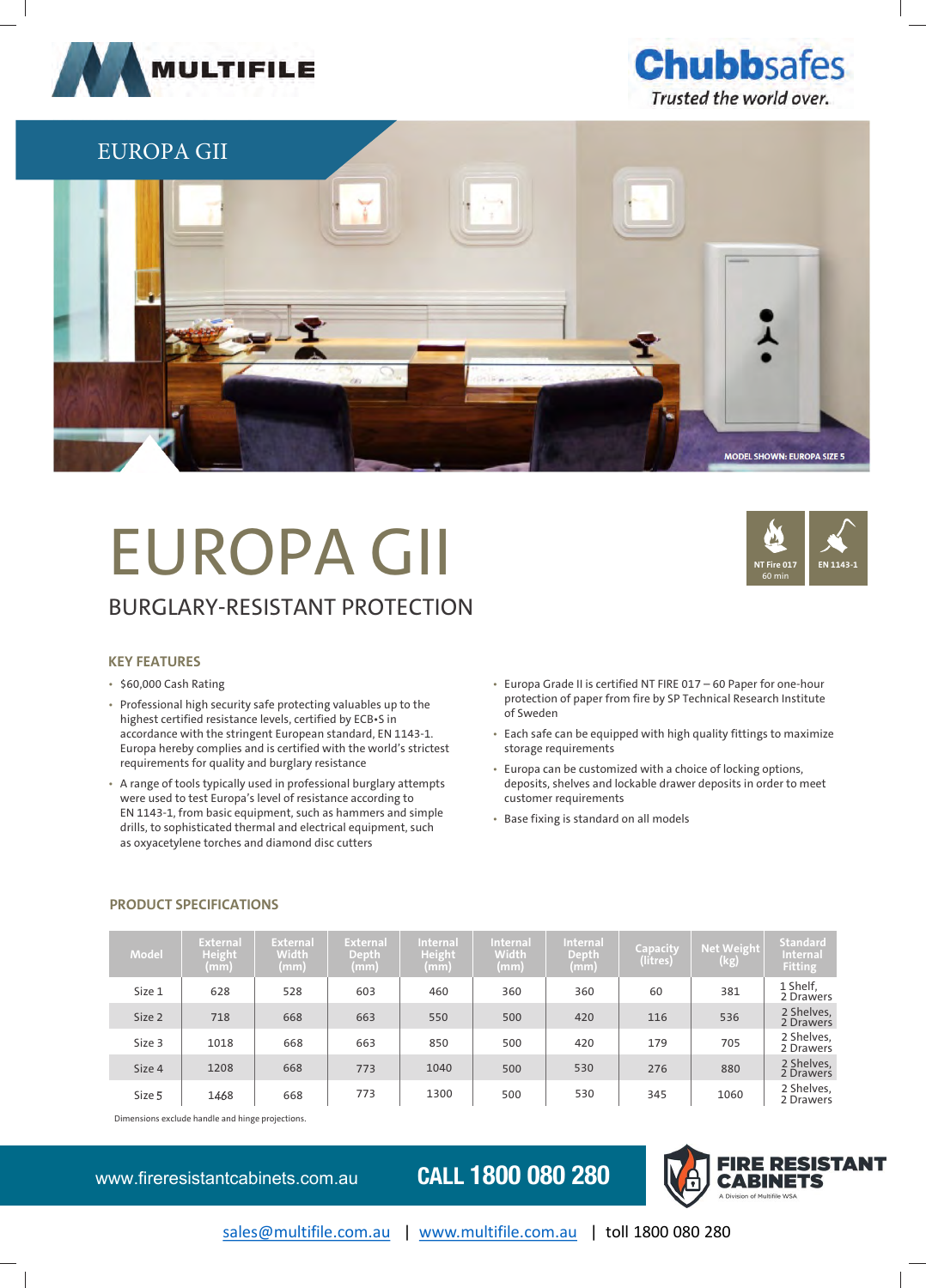MULTIFILE

Chubbsafes
*Trusted the world over.*

EUROPA GII

MODEL SHOWN: EUROPA SIZE 5

# EUROPA GII

## BURGLARY-RESISTANT PROTECTION

NT Fire 017 60 min | EN 1143-1

### KEY FEATURES

- $60,000 Cash Rating
- Professional high security safe protecting valuables up to the highest certified resistance levels, certified by ECB•S in accordance with the stringent European standard, EN 1143-1. Europa hereby complies and is certified with the world's strictest requirements for quality and burglary resistance
- A range of tools typically used in professional burglary attempts were used to test Europa's level of resistance according to EN 1143-1, from basic equipment, such as hammers and simple drills, to sophisticated thermal and electrical equipment, such as oxyacetylene torches and diamond disc cutters
- Europa Grade II is certified NT FIRE 017 – 60 Paper for one-hour protection of paper from fire by SP Technical Research Institute of Sweden
- Each safe can be equipped with high quality fittings to maximize storage requirements
- Europa can be customized with a choice of locking options, deposits, shelves and lockable drawer deposits in order to meet customer requirements
- Base fixing is standard on all models

### PRODUCT SPECIFICATIONS

| Model | External Height (mm) | External Width (mm) | External Depth (mm) | Internal Height (mm) | Internal Width (mm) | Internal Depth (mm) | Capacity (litres) | Net Weight (kg) | Standard Internal Fitting |
|---|---|---|---|---|---|---|---|---|---|
| Size 1 | 628 | 528 | 603 | 460 | 360 | 360 | 60 | 381 | 1 Shelf, 2 Drawers |
| Size 2 | 718 | 668 | 663 | 550 | 500 | 420 | 116 | 536 | 2 Shelves, 2 Drawers |
| Size 3 | 1018 | 668 | 663 | 850 | 500 | 420 | 179 | 705 | 2 Shelves, 2 Drawers |
| Size 4 | 1208 | 668 | 773 | 1040 | 500 | 530 | 276 | 880 | 2 Shelves, 2 Drawers |
| Size 5 | 1468 | 668 | 773 | 1300 | 500 | 530 | 345 | 1060 | 2 Shelves, 2 Drawers |

Dimensions exclude handle and hinge projections.

www.fireresistantcabinets.com.au **CALL 1800 080 280**

FIRE RESISTANT CABINETS — A Division of Multifile WSA

sales@multifile.com.au | www.multifile.com.au | toll 1800 080 280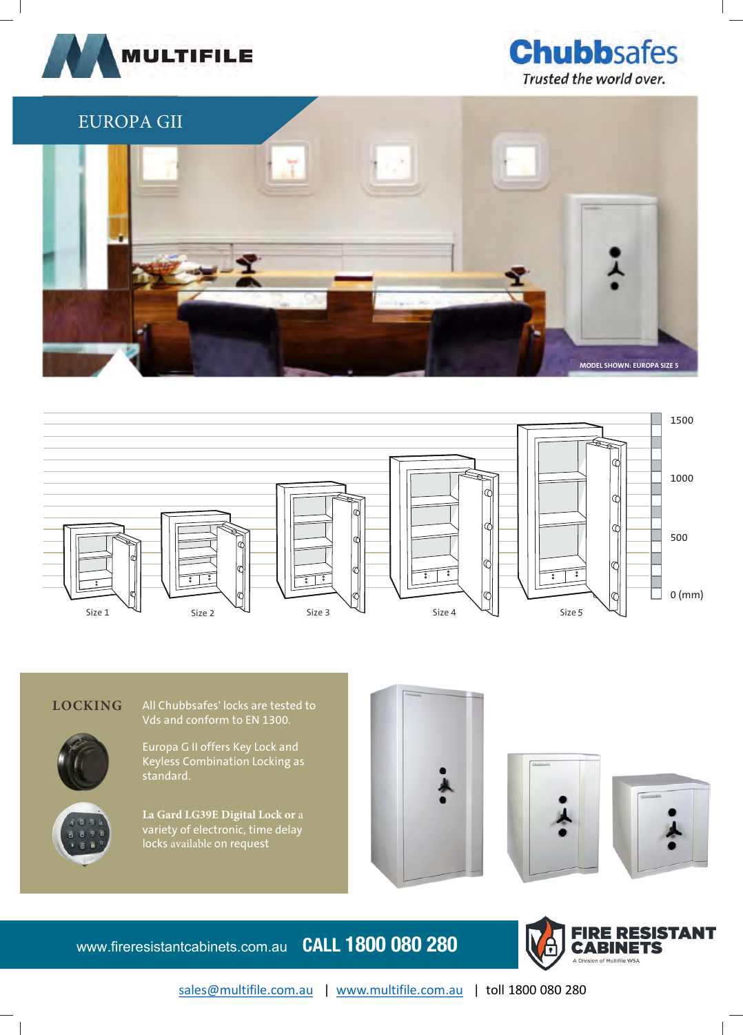MULTIFILE

Chubbsafes
*Trusted the world over.*

# EUROPA GII

MODEL SHOWN: EUROPA SIZE 5

1500
1000
500
0 (mm)

Size 1
Size 2
Size 3
Size 4
Size 5

## LOCKING

All Chubbsafes' locks are tested to Vds and conform to EN 1300.

Europa G II offers Key Lock and Keyless Combination Locking as standard.

**La Gard LG39E Digital Lock** or a variety of electronic, time delay locks available on request

www.fireresistantcabinets.com.au **CALL 1800 080 280**

**FIRE RESISTANT CABINETS**
A Division of Multifile WSA

sales@multifile.com.au | www.multifile.com.au | toll 1800 080 280